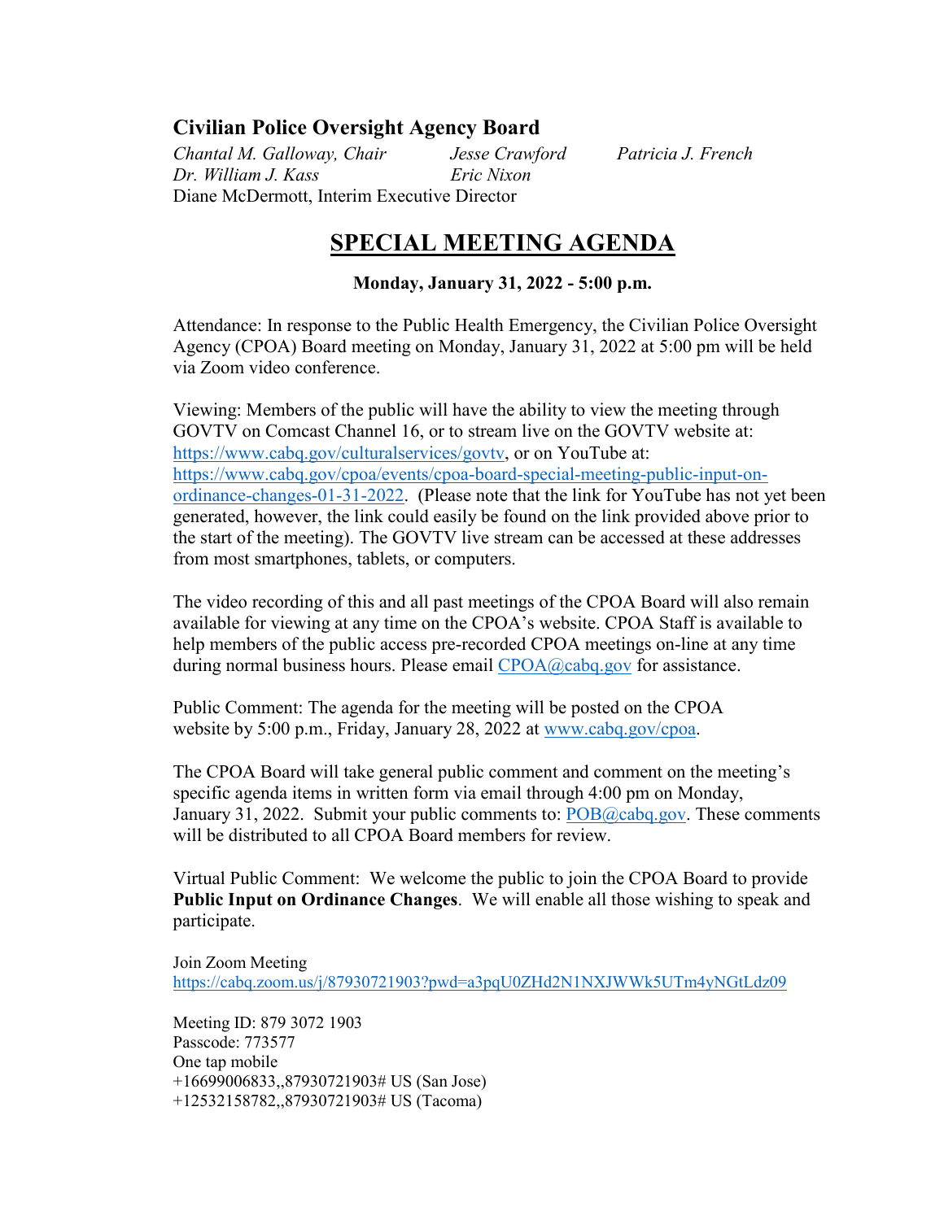## Civilian Police Oversight Agency Board

*Chantal M. Galloway, Chair* *Jesse Crawford* *Patricia J. French*
*Dr. William J. Kass* *Eric Nixon*
Diane McDermott, Interim Executive Director

# SPECIAL MEETING AGENDA

**Monday, January 31, 2022 - 5:00 p.m.**

Attendance: In response to the Public Health Emergency, the Civilian Police Oversight Agency (CPOA) Board meeting on Monday, January 31, 2022 at 5:00 pm will be held via Zoom video conference.

Viewing: Members of the public will have the ability to view the meeting through GOVTV on Comcast Channel 16, or to stream live on the GOVTV website at: https://www.cabq.gov/culturalservices/govtv, or on YouTube at: https://www.cabq.gov/cpoa/events/cpoa-board-special-meeting-public-input-on-ordinance-changes-01-31-2022. (Please note that the link for YouTube has not yet been generated, however, the link could easily be found on the link provided above prior to the start of the meeting). The GOVTV live stream can be accessed at these addresses from most smartphones, tablets, or computers.

The video recording of this and all past meetings of the CPOA Board will also remain available for viewing at any time on the CPOA's website. CPOA Staff is available to help members of the public access pre-recorded CPOA meetings on-line at any time during normal business hours. Please email CPOA@cabq.gov for assistance.

Public Comment: The agenda for the meeting will be posted on the CPOA website by 5:00 p.m., Friday, January 28, 2022 at www.cabq.gov/cpoa.

The CPOA Board will take general public comment and comment on the meeting's specific agenda items in written form via email through 4:00 pm on Monday, January 31, 2022. Submit your public comments to: POB@cabq.gov. These comments will be distributed to all CPOA Board members for review.

Virtual Public Comment: We welcome the public to join the CPOA Board to provide **Public Input on Ordinance Changes**. We will enable all those wishing to speak and participate.

Join Zoom Meeting
https://cabq.zoom.us/j/87930721903?pwd=a3pqU0ZHd2N1NXJWWk5UTm4yNGtLdz09

Meeting ID: 879 3072 1903
Passcode: 773577
One tap mobile
+16699006833,,87930721903# US (San Jose)
+12532158782,,87930721903# US (Tacoma)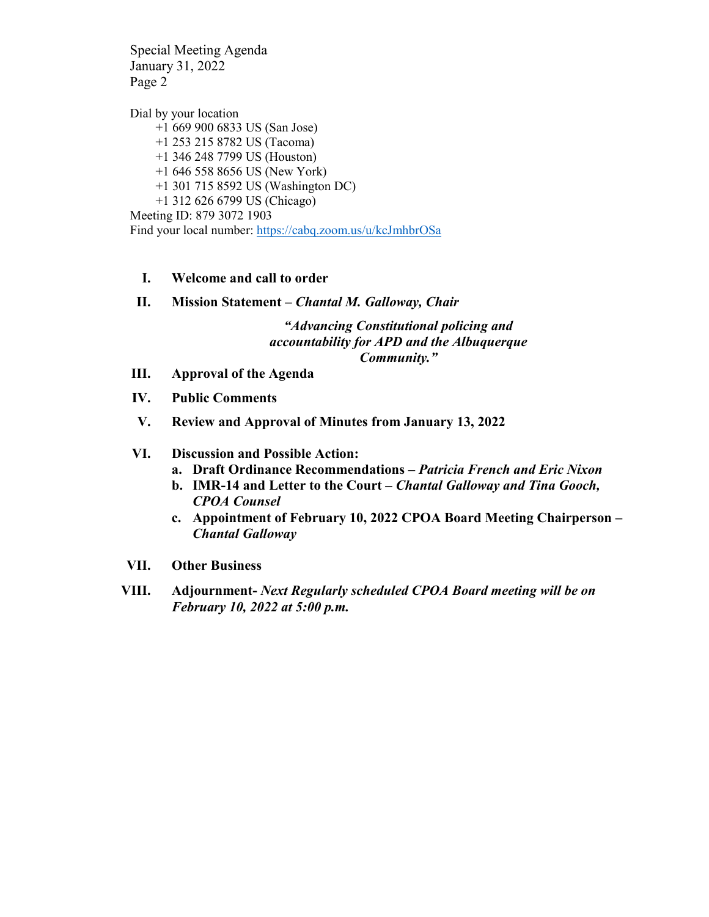Dial by your location

- +1 669 900 6833 US (San Jose)
- +1 253 215 8782 US (Tacoma)
- +1 346 248 7799 US (Houston)
- +1 646 558 8656 US (New York)
- +1 301 715 8592 US (Washington DC)
- +1 312 626 6799 US (Chicago)

Meeting ID: 879 3072 1903

Find your local number: https://cabq.zoom.us/u/kcJmhbrOSa

I. **Welcome and call to order**

II. **Mission Statement –** ***Chantal M. Galloway, Chair***

> ***"Advancing Constitutional policing and accountability for APD and the Albuquerque Community."***

III. **Approval of the Agenda**

IV. **Public Comments**

V. **Review and Approval of Minutes from January 13, 2022**

VI. **Discussion and Possible Action:**
   - a. **Draft Ordinance Recommendations –** ***Patricia French and Eric Nixon***
   - b. **IMR-14 and Letter to the Court –** ***Chantal Galloway and Tina Gooch, CPOA Counsel***
   - c. **Appointment of February 10, 2022 CPOA Board Meeting Chairperson –** ***Chantal Galloway***

VII. **Other Business**

VIII. **Adjournment-** ***Next Regularly scheduled CPOA Board meeting will be on February 10, 2022 at 5:00 p.m.***